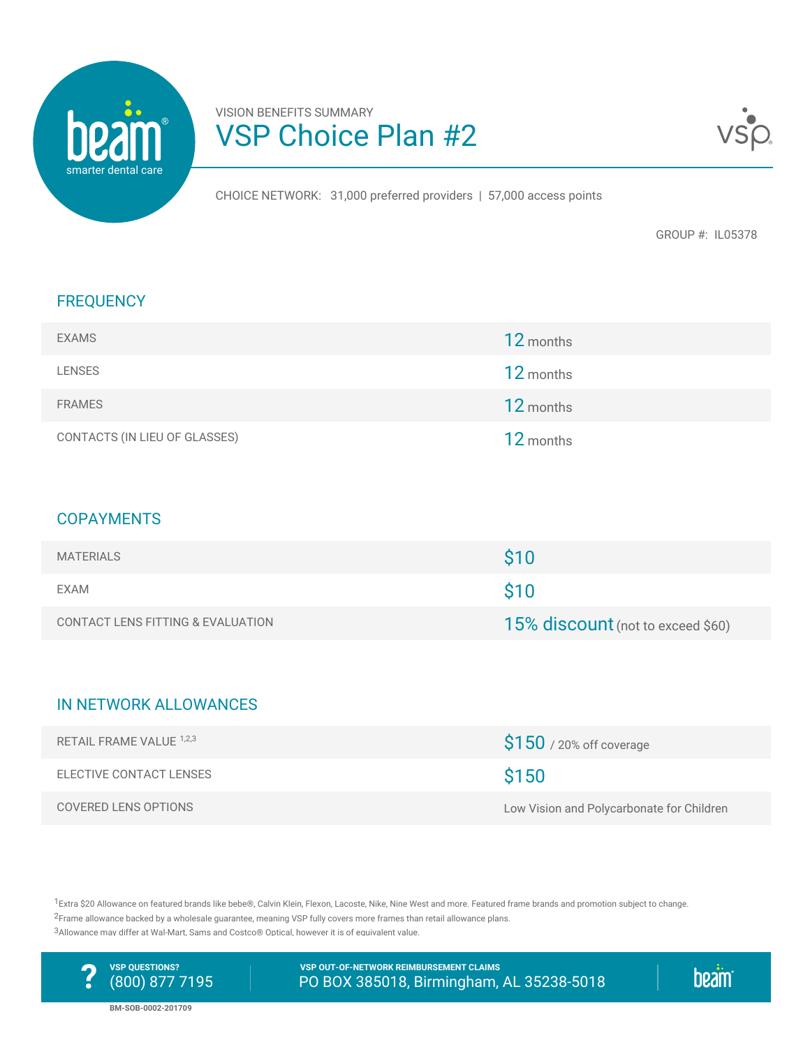VISION BENEFITS SUMMARY

# VSP Choice Plan #2

CHOICE NETWORK: 31,000 preferred providers | 57,000 access points

GROUP #: IL05378

## FREQUENCY

| | |
|---|---|
| EXAMS | 12 months |
| LENSES | 12 months |
| FRAMES | 12 months |
| CONTACTS (IN LIEU OF GLASSES) | 12 months |

## COPAYMENTS

| | |
|---|---|
| MATERIALS | $10 |
| EXAM | $10 |
| CONTACT LENS FITTING & EVALUATION | 15% discount (not to exceed $60) |

## IN NETWORK ALLOWANCES

| | |
|---|---|
| RETAIL FRAME VALUE [1,2,3] | $150 / 20% off coverage |
| ELECTIVE CONTACT LENSES | $150 |
| COVERED LENS OPTIONS | Low Vision and Polycarbonate for Children |

[1] Extra $20 Allowance on featured brands like bebe®, Calvin Klein, Flexon, Lacoste, Nike, Nine West and more. Featured frame brands and promotion subject to change.
[2] Frame allowance backed by a wholesale guarantee, meaning VSP fully covers more frames than retail allowance plans.
[3] Allowance may differ at Wal-Mart, Sams and Costco® Optical, however it is of equivalent value.

**VSP QUESTIONS?** (800) 877 7195

**VSP OUT-OF-NETWORK REIMBURSEMENT CLAIMS** PO BOX 385018, Birmingham, AL 35238-5018

BM-SOB-0002-201709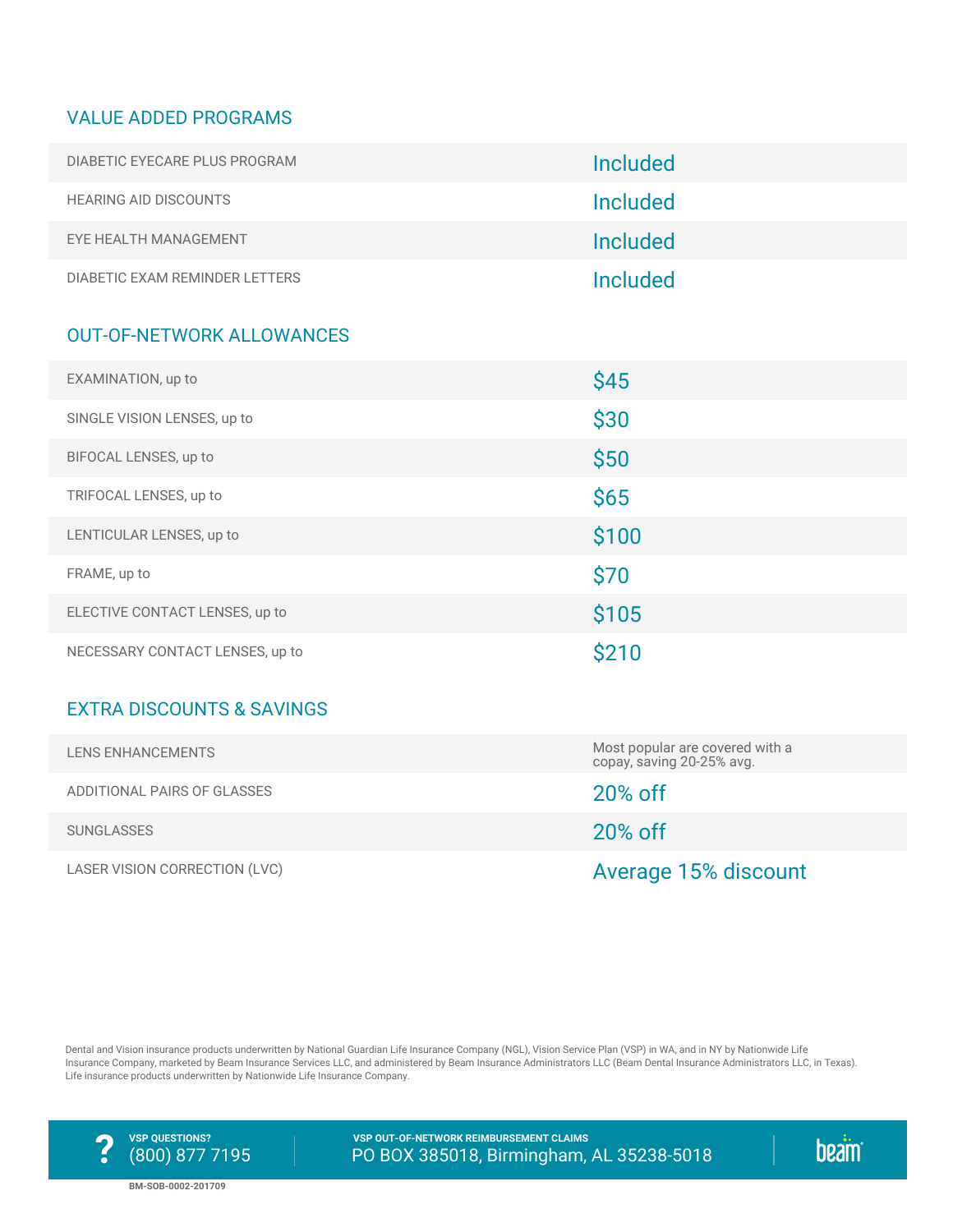## VALUE ADDED PROGRAMS

| | |
|---|---|
| DIABETIC EYECARE PLUS PROGRAM | Included |
| HEARING AID DISCOUNTS | Included |
| EYE HEALTH MANAGEMENT | Included |
| DIABETIC EXAM REMINDER LETTERS | Included |

## OUT-OF-NETWORK ALLOWANCES

| | |
|---|---|
| EXAMINATION, up to | $45 |
| SINGLE VISION LENSES, up to | $30 |
| BIFOCAL LENSES, up to | $50 |
| TRIFOCAL LENSES, up to | $65 |
| LENTICULAR LENSES, up to | $100 |
| FRAME, up to | $70 |
| ELECTIVE CONTACT LENSES, up to | $105 |
| NECESSARY CONTACT LENSES, up to | $210 |

## EXTRA DISCOUNTS & SAVINGS

| | |
|---|---|
| LENS ENHANCEMENTS | Most popular are covered with a copay, saving 20-25% avg. |
| ADDITIONAL PAIRS OF GLASSES | 20% off |
| SUNGLASSES | 20% off |
| LASER VISION CORRECTION (LVC) | Average 15% discount |

Dental and Vision insurance products underwritten by National Guardian Life Insurance Company (NGL), Vision Service Plan (VSP) in WA, and in NY by Nationwide Life Insurance Company, marketed by Beam Insurance Services LLC, and administered by Beam Insurance Administrators LLC (Beam Dental Insurance Administrators LLC, in Texas). Life insurance products underwritten by Nationwide Life Insurance Company.

**VSP QUESTIONS?**
(800) 877 7195

**VSP OUT-OF-NETWORK REIMBURSEMENT CLAIMS**
PO BOX 385018, Birmingham, AL 35238-5018

beam

BM-SOB-0002-201709